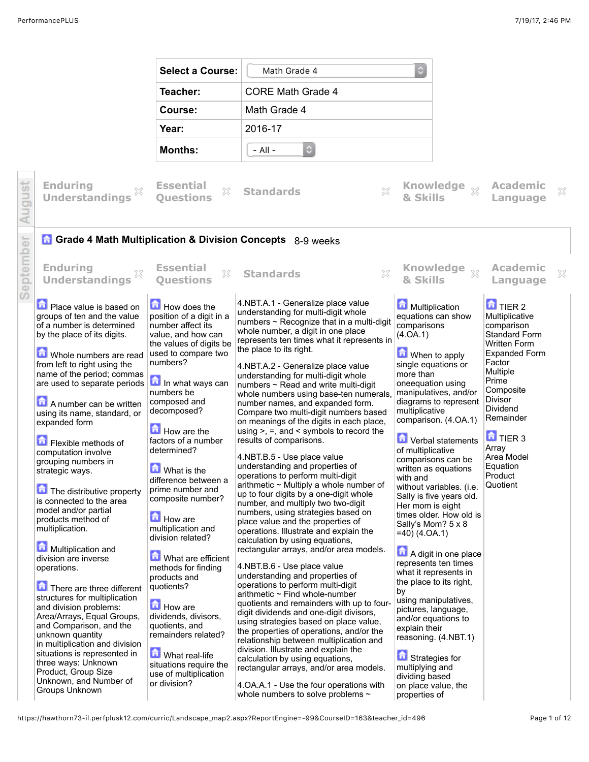| Select a Course: | Math Grade 4 |
| --- | --- |
| Teacher: | CORE Math Grade 4 |
| Course: | Math Grade 4 |
| Year: | 2016-17 |
| Months: | - All - |

**August**

| Enduring Understandings | Essential Questions | Standards | Knowledge & Skills | Academic Language |
| --- | --- | --- | --- | --- |

**September**

## Grade 4 Math Multiplication & Division Concepts 8-9 weeks

| Enduring Understandings | Essential Questions | Standards | Knowledge & Skills | Academic Language |
| --- | --- | --- | --- | --- |
| Place value is based on groups of ten and the value of a number is determined by the place of its digits.<br><br>Whole numbers are read from left to right using the name of the period; commas are used to separate periods<br><br>A number can be written using its name, standard, or expanded form<br><br>Flexible methods of computation involve grouping numbers in strategic ways.<br><br>The distributive property is connected to the area model and/or partial products method of multiplication.<br><br>Multiplication and division are inverse operations.<br><br>There are three different structures for multiplication and division problems: Area/Arrays, Equal Groups, and Comparison, and the unknown quantity in multiplication and division situations is represented in three ways: Unknown Product, Group Size Unknown, and Number of Groups Unknown | How does the position of a digit in a number affect its value, and how can the values of digits be used to compare two numbers?<br><br>In what ways can numbers be composed and decomposed?<br><br>How are the factors of a number determined?<br><br>What is the difference between a prime number and composite number?<br><br>How are multiplication and division related?<br><br>What are efficient methods for finding products and quotients?<br><br>How are dividends, divisors, quotients, and remainders related?<br><br>What real-life situations require the use of multiplication or division? | 4.NBT.A.1 - Generalize place value understanding for multi-digit whole numbers ~ Recognize that in a multi-digit whole number, a digit in one place represents ten times what it represents in the place to its right.<br><br>4.NBT.A.2 - Generalize place value understanding for multi-digit whole numbers ~ Read and write multi-digit whole numbers using base-ten numerals, number names, and expanded form. Compare two multi-digit numbers based on meanings of the digits in each place, using >, =, and < symbols to record the results of comparisons.<br><br>4.NBT.B.5 - Use place value understanding and properties of operations to perform multi-digit arithmetic ~ Multiply a whole number of up to four digits by a one-digit whole number, and multiply two two-digit numbers, using strategies based on place value and the properties of operations. Illustrate and explain the calculation by using equations, rectangular arrays, and/or area models.<br><br>4.NBT.B.6 - Use place value understanding and properties of operations to perform multi-digit arithmetic ~ Find whole-number quotients and remainders with up to four-digit dividends and one-digit divisors, using strategies based on place value, the properties of operations, and/or the relationship between multiplication and division. Illustrate and explain the calculation by using equations, rectangular arrays, and/or area models.<br><br>4.OA.A.1 - Use the four operations with whole numbers to solve problems ~ | Multiplication equations can show comparisons (4.OA.1)<br><br>When to apply single equations or more than oneequation using manipulatives, and/or diagrams to represent multiplicative comparison. (4.OA.1)<br><br>Verbal statements of multiplicative comparisons can be written as equations with and without variables. (i.e. Sally is five years old. Her mom is eight times older. How old is Sally's Mom? 5 x 8 =40) (4.OA.1)<br><br>A digit in one place represents ten times what it represents in the place to its right, by using manipulatives, pictures, language, and/or equations to explain their reasoning. (4.NBT.1)<br><br>Strategies for multiplying and dividing based on place value, the properties of | TIER 2<br>Multiplicative comparison<br>Standard Form<br>Written Form<br>Expanded Form<br>Factor<br>Multiple<br>Prime<br>Composite<br>Divisor<br>Dividend<br>Remainder<br><br>TIER 3<br>Array<br>Area Model<br>Equation<br>Product<br>Quotient |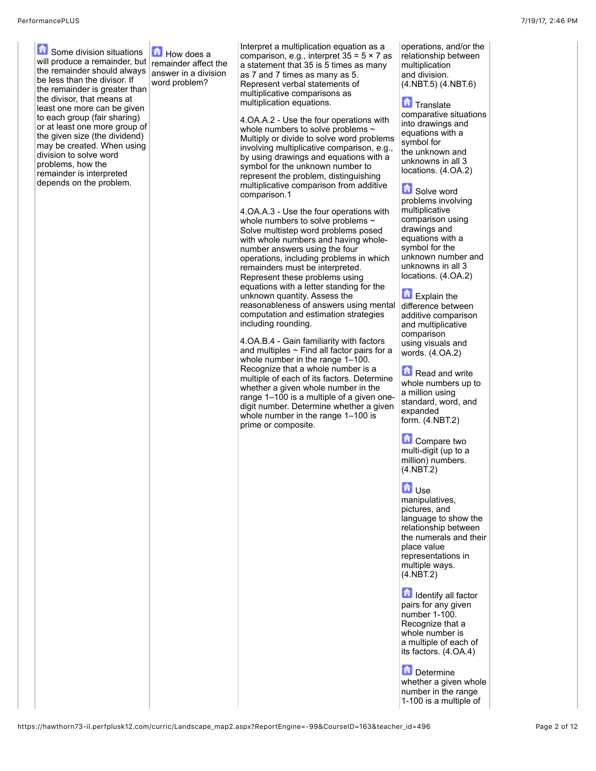| | | | |
|---|---|---|---|
| Some division situations will produce a remainder, but the remainder should always be less than the divisor. If the remainder is greater than the divisor, that means at least one more can be given to each group (fair sharing) or at least one more group of the given size (the dividend) may be created. When using division to solve word problems, how the remainder is interpreted depends on the problem. | How does a remainder affect the answer in a division word problem? | Interpret a multiplication equation as a comparison, e.g., interpret 35 = 5 × 7 as a statement that 35 is 5 times as many as 7 and 7 times as many as 5. Represent verbal statements of multiplicative comparisons as multiplication equations.<br><br>4.OA.A.2 - Use the four operations with whole numbers to solve problems ~ Multiply or divide to solve word problems involving multiplicative comparison, e.g., by using drawings and equations with a symbol for the unknown number to represent the problem, distinguishing multiplicative comparison from additive comparison.1<br><br>4.OA.A.3 - Use the four operations with whole numbers to solve problems ~ Solve multistep word problems posed with whole numbers and having whole-number answers using the four operations, including problems in which remainders must be interpreted. Represent these problems using equations with a letter standing for the unknown quantity. Assess the reasonableness of answers using mental computation and estimation strategies including rounding.<br><br>4.OA.B.4 - Gain familiarity with factors and multiples ~ Find all factor pairs for a whole number in the range 1–100. Recognize that a whole number is a multiple of each of its factors. Determine whether a given whole number in the range 1–100 is a multiple of a given one-digit number. Determine whether a given whole number in the range 1–100 is prime or composite. | operations, and/or the relationship between multiplication and division. (4.NBT.5) (4.NBT.6)<br><br>Translate comparative situations into drawings and equations with a symbol for the unknown and unknowns in all 3 locations. (4.OA.2)<br><br>Solve word problems involving multiplicative comparison using drawings and equations with a symbol for the unknown number and unknowns in all 3 locations. (4.OA.2)<br><br>Explain the difference between additive comparison and multiplicative comparison using visuals and words. (4.OA.2)<br><br>Read and write whole numbers up to a million using standard, word, and expanded form. (4.NBT.2)<br><br>Compare two multi-digit (up to a million) numbers. (4.NBT.2)<br><br>Use manipulatives, pictures, and language to show the relationship between the numerals and their place value representations in multiple ways. (4.NBT.2)<br><br>Identify all factor pairs for any given number 1-100. Recognize that a whole number is a multiple of each of its factors. (4.OA.4)<br><br>Determine whether a given whole number in the range 1-100 is a multiple of |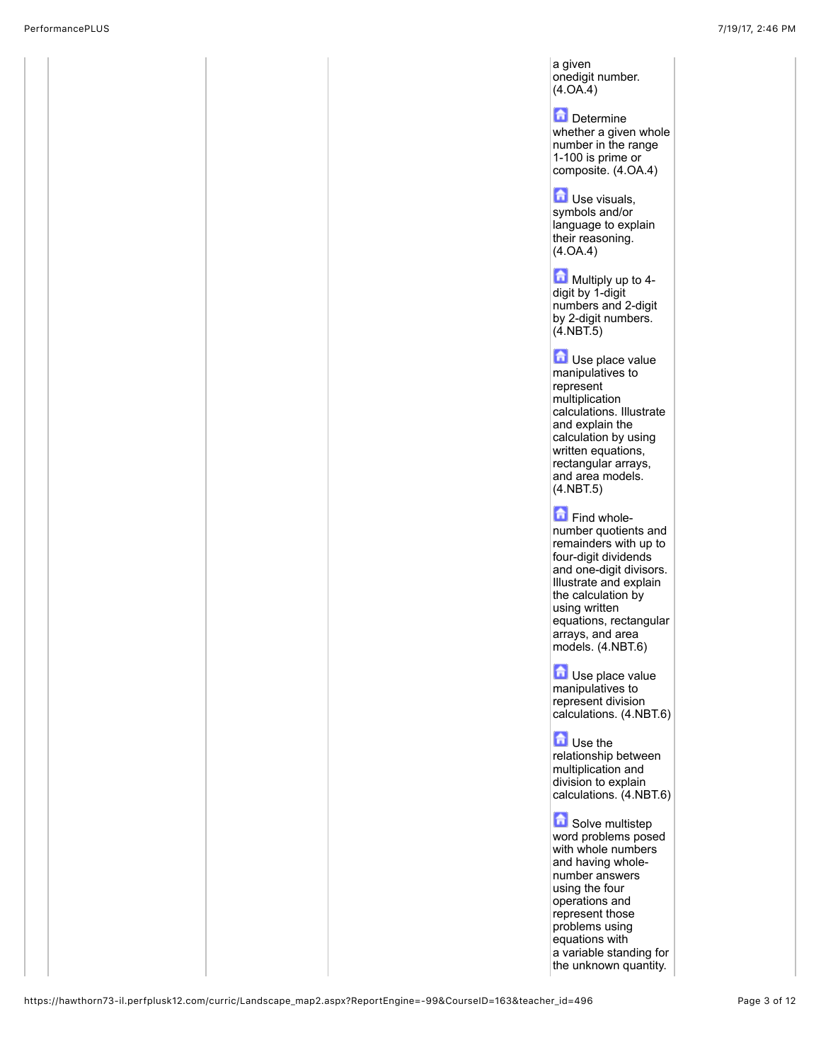| | | | | | |
|---|---|---|---|---|---|
| | | | | a given onedigit number. (4.OA.4)<br><br>Determine whether a given whole number in the range 1-100 is prime or composite. (4.OA.4)<br><br>Use visuals, symbols and/or language to explain their reasoning. (4.OA.4)<br><br>Multiply up to 4-digit by 1-digit numbers and 2-digit by 2-digit numbers. (4.NBT.5)<br><br>Use place value manipulatives to represent multiplication calculations. Illustrate and explain the calculation by using written equations, rectangular arrays, and area models. (4.NBT.5)<br><br>Find whole-number quotients and remainders with up to four-digit dividends and one-digit divisors. Illustrate and explain the calculation by using written equations, rectangular arrays, and area models. (4.NBT.6)<br><br>Use place value manipulatives to represent division calculations. (4.NBT.6)<br><br>Use the relationship between multiplication and division to explain calculations. (4.NBT.6)<br><br>Solve multistep word problems posed with whole numbers and having whole-number answers using the four operations and represent those problems using equations with a variable standing for the unknown quantity. | |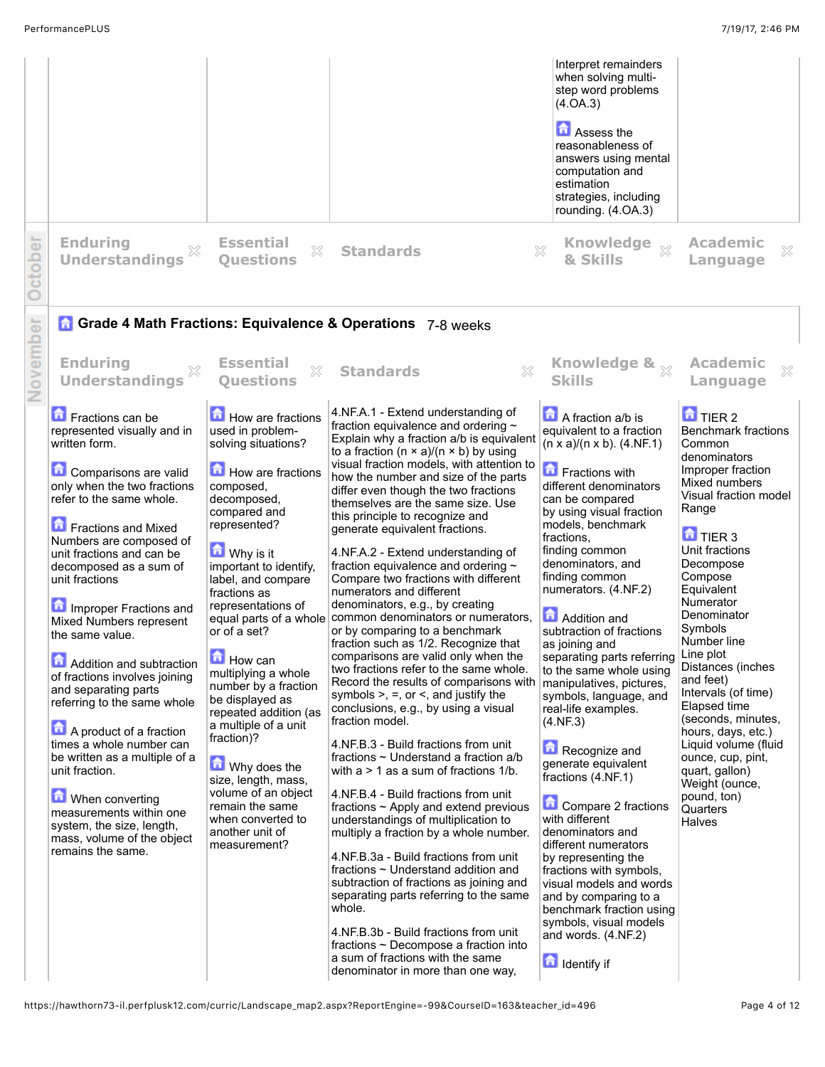| | | | | |
|---|---|---|---|---|
| | | | Interpret remainders when solving multi-step word problems (4.OA.3)<br><br>Assess the reasonableness of answers using mental computation and estimation strategies, including rounding. (4.OA.3) | |

**October**

| Enduring Understandings | Essential Questions | Standards | Knowledge & Skills | Academic Language |
|---|---|---|---|---|
| | | | | |

**November**

## Grade 4 Math Fractions: Equivalence & Operations 7-8 weeks

| Enduring Understandings | Essential Questions | Standards | Knowledge & Skills | Academic Language |
|---|---|---|---|---|
| Fractions can be represented visually and in written form.<br><br>Comparisons are valid only when the two fractions refer to the same whole.<br><br>Fractions and Mixed Numbers are composed of unit fractions and can be decomposed as a sum of unit fractions<br><br>Improper Fractions and Mixed Numbers represent the same value.<br><br>Addition and subtraction of fractions involves joining and separating parts referring to the same whole<br><br>A product of a fraction times a whole number can be written as a multiple of a unit fraction.<br><br>When converting measurements within one system, the size, length, mass, volume of the object remains the same. | How are fractions used in problem-solving situations?<br><br>How are fractions composed, decomposed, compared and represented?<br><br>Why is it important to identify, label, and compare fractions as representations of equal parts of a whole or of a set?<br><br>How can multiplying a whole number by a fraction be displayed as repeated addition (as a multiple of a unit fraction)?<br><br>Why does the size, length, mass, volume of an object remain the same when converted to another unit of measurement? | 4.NF.A.1 - Extend understanding of fraction equivalence and ordering ~ Explain why a fraction a/b is equivalent to a fraction (n × a)/(n × b) by using visual fraction models, with attention to how the number and size of the parts differ even though the two fractions themselves are the same size. Use this principle to recognize and generate equivalent fractions.<br><br>4.NF.A.2 - Extend understanding of fraction equivalence and ordering ~ Compare two fractions with different numerators and different denominators, e.g., by creating common denominators or numerators, or by comparing to a benchmark fraction such as 1/2. Recognize that comparisons are valid only when the two fractions refer to the same whole. Record the results of comparisons with symbols >, =, or <, and justify the conclusions, e.g., by using a visual fraction model.<br><br>4.NF.B.3 - Build fractions from unit fractions ~ Understand a fraction a/b with a > 1 as a sum of fractions 1/b.<br><br>4.NF.B.4 - Build fractions from unit fractions ~ Apply and extend previous understandings of multiplication to multiply a fraction by a whole number.<br><br>4.NF.B.3a - Build fractions from unit fractions ~ Understand addition and subtraction of fractions as joining and separating parts referring to the same whole.<br><br>4.NF.B.3b - Build fractions from unit fractions ~ Decompose a fraction into a sum of fractions with the same denominator in more than one way, | A fraction a/b is equivalent to a fraction (n x a)/(n x b). (4.NF.1)<br><br>Fractions with different denominators can be compared by using visual fraction models, benchmark fractions, finding common denominators, and finding common numerators. (4.NF.2)<br><br>Addition and subtraction of fractions as joining and separating parts referring to the same whole using manipulatives, pictures, symbols, language, and real-life examples. (4.NF.3)<br><br>Recognize and generate equivalent fractions (4.NF.1)<br><br>Compare 2 fractions with different denominators and different numerators by representing the fractions with symbols, visual models and words and by comparing to a benchmark fraction using symbols, visual models and words. (4.NF.2)<br><br>Identify if | TIER 2<br>Benchmark fractions<br>Common denominators<br>Improper fraction<br>Mixed numbers<br>Visual fraction model<br>Range<br><br>TIER 3<br>Unit fractions<br>Decompose<br>Compose<br>Equivalent<br>Numerator<br>Denominator<br>Symbols<br>Number line<br>Line plot<br>Distances (inches and feet)<br>Intervals (of time)<br>Elapsed time (seconds, minutes, hours, days, etc.)<br>Liquid volume (fluid ounce, cup, pint, quart, gallon)<br>Weight (ounce, pound, ton)<br>Quarters<br>Halves |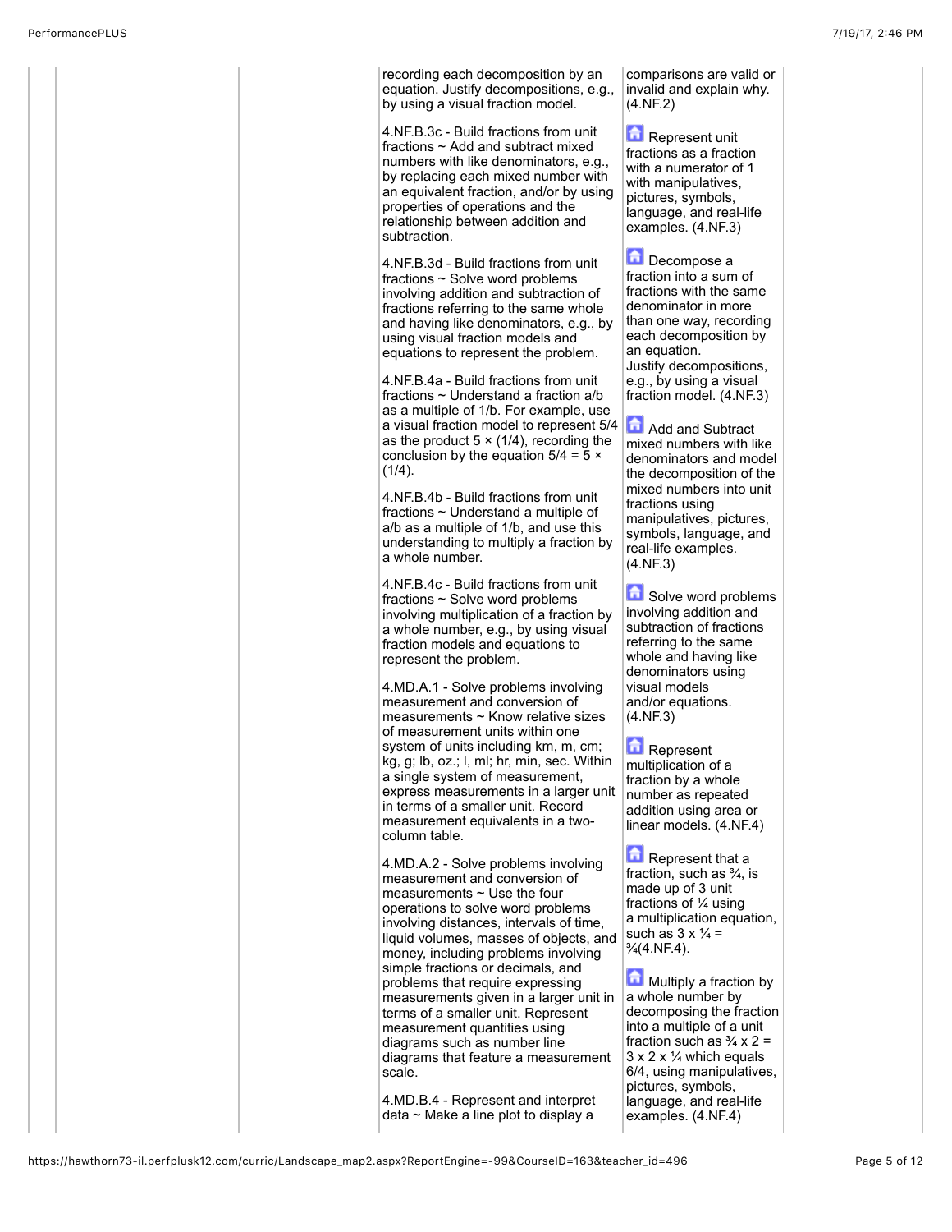| | | | |
|---|---|---|---|
| | | recording each decomposition by an equation. Justify decompositions, e.g., by using a visual fraction model.<br><br>4.NF.B.3c - Build fractions from unit fractions ~ Add and subtract mixed numbers with like denominators, e.g., by replacing each mixed number with an equivalent fraction, and/or by using properties of operations and the relationship between addition and subtraction.<br><br>4.NF.B.3d - Build fractions from unit fractions ~ Solve word problems involving addition and subtraction of fractions referring to the same whole and having like denominators, e.g., by using visual fraction models and equations to represent the problem.<br><br>4.NF.B.4a - Build fractions from unit fractions ~ Understand a fraction a/b as a multiple of 1/b. For example, use a visual fraction model to represent 5/4 as the product 5 × (1/4), recording the conclusion by the equation 5/4 = 5 × (1/4).<br><br>4.NF.B.4b - Build fractions from unit fractions ~ Understand a multiple of a/b as a multiple of 1/b, and use this understanding to multiply a fraction by a whole number.<br><br>4.NF.B.4c - Build fractions from unit fractions ~ Solve word problems involving multiplication of a fraction by a whole number, e.g., by using visual fraction models and equations to represent the problem.<br><br>4.MD.A.1 - Solve problems involving measurement and conversion of measurements ~ Know relative sizes of measurement units within one system of units including km, m, cm; kg, g; lb, oz.; l, ml; hr, min, sec. Within a single system of measurement, express measurements in a larger unit in terms of a smaller unit. Record measurement equivalents in a two-column table.<br><br>4.MD.A.2 - Solve problems involving measurement and conversion of measurements ~ Use the four operations to solve word problems involving distances, intervals of time, liquid volumes, masses of objects, and money, including problems involving simple fractions or decimals, and problems that require expressing measurements given in a larger unit in terms of a smaller unit. Represent measurement quantities using diagrams such as number line diagrams that feature a measurement scale.<br><br>4.MD.B.4 - Represent and interpret data ~ Make a line plot to display a | comparisons are valid or invalid and explain why. (4.NF.2)<br><br>Represent unit fractions as a fraction with a numerator of 1 with manipulatives, pictures, symbols, language, and real-life examples. (4.NF.3)<br><br>Decompose a fraction into a sum of fractions with the same denominator in more than one way, recording each decomposition by an equation. Justify decompositions, e.g., by using a visual fraction model. (4.NF.3)<br><br>Add and Subtract mixed numbers with like denominators and model the decomposition of the mixed numbers into unit fractions using manipulatives, pictures, symbols, language, and real-life examples. (4.NF.3)<br><br>Solve word problems involving addition and subtraction of fractions referring to the same whole and having like denominators using visual models and/or equations. (4.NF.3)<br><br>Represent multiplication of a fraction by a whole number as repeated addition using area or linear models. (4.NF.4)<br><br>Represent that a fraction, such as ¾, is made up of 3 unit fractions of ¼ using a multiplication equation, such as 3 x ¼ = ¾(4.NF.4).<br><br>Multiply a fraction by a whole number by decomposing the fraction into a multiple of a unit fraction such as ¾ x 2 = 3 x 2 x ¼ which equals 6/4, using manipulatives, pictures, symbols, language, and real-life examples. (4.NF.4) |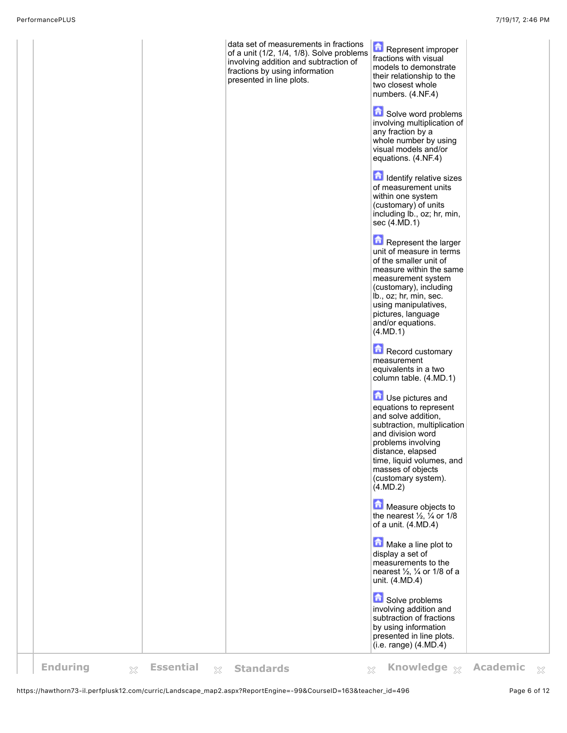| Enduring | Essential | Standards | Knowledge | Academic |
|---|---|---|---|---|
| | | data set of measurements in fractions of a unit (1/2, 1/4, 1/8). Solve problems involving addition and subtraction of fractions by using information presented in line plots. | Represent improper fractions with visual models to demonstrate their relationship to the two closest whole numbers. (4.NF.4)<br><br>Solve word problems involving multiplication of any fraction by a whole number by using visual models and/or equations. (4.NF.4)<br><br>Identify relative sizes of measurement units within one system (customary) of units including lb., oz; hr, min, sec (4.MD.1)<br><br>Represent the larger unit of measure in terms of the smaller unit of measure within the same measurement system (customary), including lb., oz; hr, min, sec. using manipulatives, pictures, language and/or equations. (4.MD.1)<br><br>Record customary measurement equivalents in a two column table. (4.MD.1)<br><br>Use pictures and equations to represent and solve addition, subtraction, multiplication and division word problems involving distance, elapsed time, liquid volumes, and masses of objects (customary system). (4.MD.2)<br><br>Measure objects to the nearest ½, ¼ or 1/8 of a unit. (4.MD.4)<br><br>Make a line plot to display a set of measurements to the nearest ½, ¼ or 1/8 of a unit. (4.MD.4)<br><br>Solve problems involving addition and subtraction of fractions by using information presented in line plots. (i.e. range) (4.MD.4) | |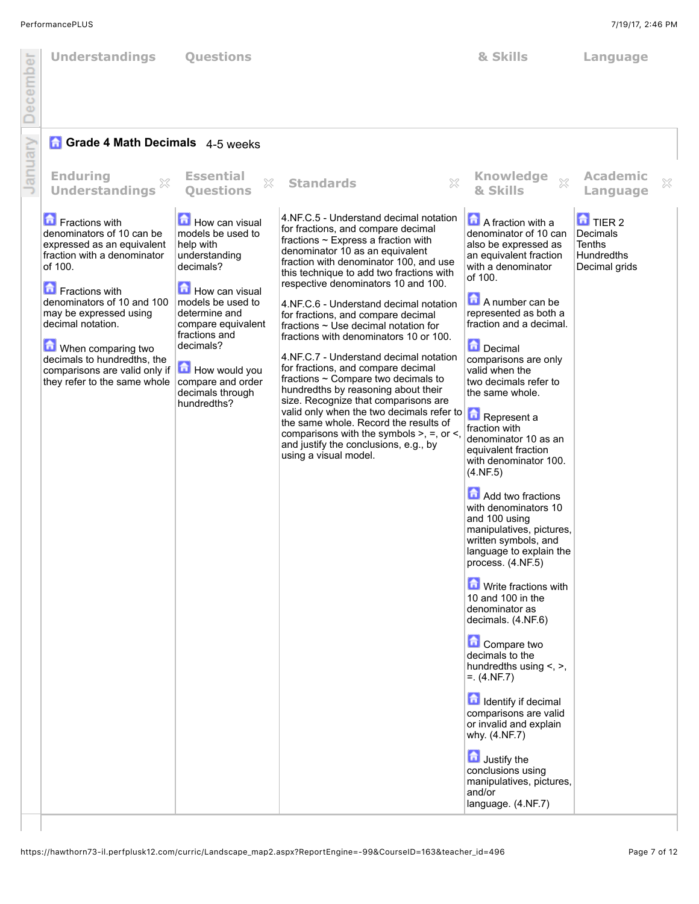| Understandings | Questions | | & Skills | Language |
|---|---|---|---|---|
| | | | | |

## Grade 4 Math Decimals 4-5 weeks

| Enduring Understandings | Essential Questions | Standards | Knowledge & Skills | Academic Language |
|---|---|---|---|---|
| Fractions with denominators of 10 can be expressed as an equivalent fraction with a denominator of 100.<br><br>Fractions with denominators of 10 and 100 may be expressed using decimal notation.<br><br>When comparing two decimals to hundredths, the comparisons are valid only if they refer to the same whole | How can visual models be used to help with understanding decimals?<br><br>How can visual models be used to determine and compare equivalent fractions and decimals?<br><br>How would you compare and order decimals through hundredths? | 4.NF.C.5 - Understand decimal notation for fractions, and compare decimal fractions ~ Express a fraction with denominator 10 as an equivalent fraction with denominator 100, and use this technique to add two fractions with respective denominators 10 and 100.<br><br>4.NF.C.6 - Understand decimal notation for fractions, and compare decimal fractions ~ Use decimal notation for fractions with denominators 10 or 100.<br><br>4.NF.C.7 - Understand decimal notation for fractions, and compare decimal fractions ~ Compare two decimals to hundredths by reasoning about their size. Recognize that comparisons are valid only when the two decimals refer to the same whole. Record the results of comparisons with the symbols >, =, or <, and justify the conclusions, e.g., by using a visual model. | A fraction with a denominator of 10 can also be expressed as an equivalent fraction with a denominator of 100.<br><br>A number can be represented as both a fraction and a decimal.<br><br>Decimal comparisons are only valid when the two decimals refer to the same whole.<br><br>Represent a fraction with denominator 10 as an equivalent fraction with denominator 100. (4.NF.5)<br><br>Add two fractions with denominators 10 and 100 using manipulatives, pictures, written symbols, and language to explain the process. (4.NF.5)<br><br>Write fractions with 10 and 100 in the denominator as decimals. (4.NF.6)<br><br>Compare two decimals to the hundredths using <, >, =. (4.NF.7)<br><br>Identify if decimal comparisons are valid or invalid and explain why. (4.NF.7)<br><br>Justify the conclusions using manipulatives, pictures, and/or language. (4.NF.7) | TIER 2<br>Decimals<br>Tenths<br>Hundredths<br>Decimal grids |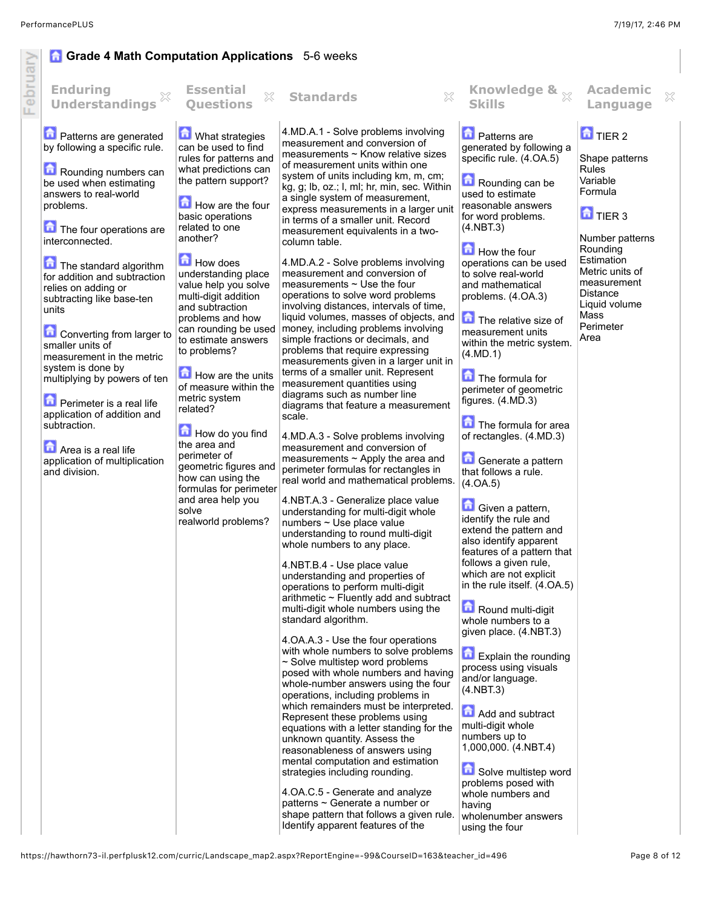## Grade 4 Math Computation Applications 5-6 weeks

February

| Enduring Understandings | Essential Questions | Standards | Knowledge & Skills | Academic Language |
|---|---|---|---|---|
| Patterns are generated by following a specific rule.<br><br>Rounding numbers can be used when estimating answers to real-world problems.<br><br>The four operations are interconnected.<br><br>The standard algorithm for addition and subtraction relies on adding or subtracting like base-ten units<br><br>Converting from larger to smaller units of measurement in the metric system is done by multiplying by powers of ten<br><br>Perimeter is a real life application of addition and subtraction.<br><br>Area is a real life application of multiplication and division. | What strategies can be used to find rules for patterns and what predictions can the pattern support?<br><br>How are the four basic operations related to one another?<br><br>How does understanding place value help you solve multi-digit addition and subtraction problems and how can rounding be used to estimate answers to problems?<br><br>How are the units of measure within the metric system related?<br><br>How do you find the area and perimeter of geometric figures and how can using the formulas for perimeter and area help you solve realworld problems? | 4.MD.A.1 - Solve problems involving measurement and conversion of measurements ~ Know relative sizes of measurement units within one system of units including km, m, cm; kg, g; lb, oz.; l, ml; hr, min, sec. Within a single system of measurement, express measurements in a larger unit in terms of a smaller unit. Record measurement equivalents in a two-column table.<br><br>4.MD.A.2 - Solve problems involving measurement and conversion of measurements ~ Use the four operations to solve word problems involving distances, intervals of time, liquid volumes, masses of objects, and money, including problems involving simple fractions or decimals, and problems that require expressing measurements given in a larger unit in terms of a smaller unit. Represent measurement quantities using diagrams such as number line diagrams that feature a measurement scale.<br><br>4.MD.A.3 - Solve problems involving measurement and conversion of measurements ~ Apply the area and perimeter formulas for rectangles in real world and mathematical problems.<br><br>4.NBT.A.3 - Generalize place value understanding for multi-digit whole numbers ~ Use place value understanding to round multi-digit whole numbers to any place.<br><br>4.NBT.B.4 - Use place value understanding and properties of operations to perform multi-digit arithmetic ~ Fluently add and subtract multi-digit whole numbers using the standard algorithm.<br><br>4.OA.A.3 - Use the four operations with whole numbers to solve problems ~ Solve multistep word problems posed with whole numbers and having whole-number answers using the four operations, including problems in which remainders must be interpreted. Represent these problems using equations with a letter standing for the unknown quantity. Assess the reasonableness of answers using mental computation and estimation strategies including rounding.<br><br>4.OA.C.5 - Generate and analyze patterns ~ Generate a number or shape pattern that follows a given rule. Identify apparent features of the | Patterns are generated by following a specific rule. (4.OA.5)<br><br>Rounding can be used to estimate reasonable answers for word problems. (4.NBT.3)<br><br>How the four operations can be used to solve real-world and mathematical problems. (4.OA.3)<br><br>The relative size of measurement units within the metric system. (4.MD.1)<br><br>The formula for perimeter of geometric figures. (4.MD.3)<br><br>The formula for area of rectangles. (4.MD.3)<br><br>Generate a pattern that follows a rule. (4.OA.5)<br><br>Given a pattern, identify the rule and extend the pattern and also identify apparent features of a pattern that follows a given rule, which are not explicit in the rule itself. (4.OA.5)<br><br>Round multi-digit whole numbers to a given place. (4.NBT.3)<br><br>Explain the rounding process using visuals and/or language. (4.NBT.3)<br><br>Add and subtract multi-digit whole numbers up to 1,000,000. (4.NBT.4)<br><br>Solve multistep word problems posed with whole numbers and having wholenumber answers using the four | TIER 2<br><br>Shape patterns<br>Rules<br>Variable<br>Formula<br><br>TIER 3<br><br>Number patterns<br>Rounding<br>Estimation<br>Metric units of measurement<br>Distance<br>Liquid volume<br>Mass<br>Perimeter<br>Area |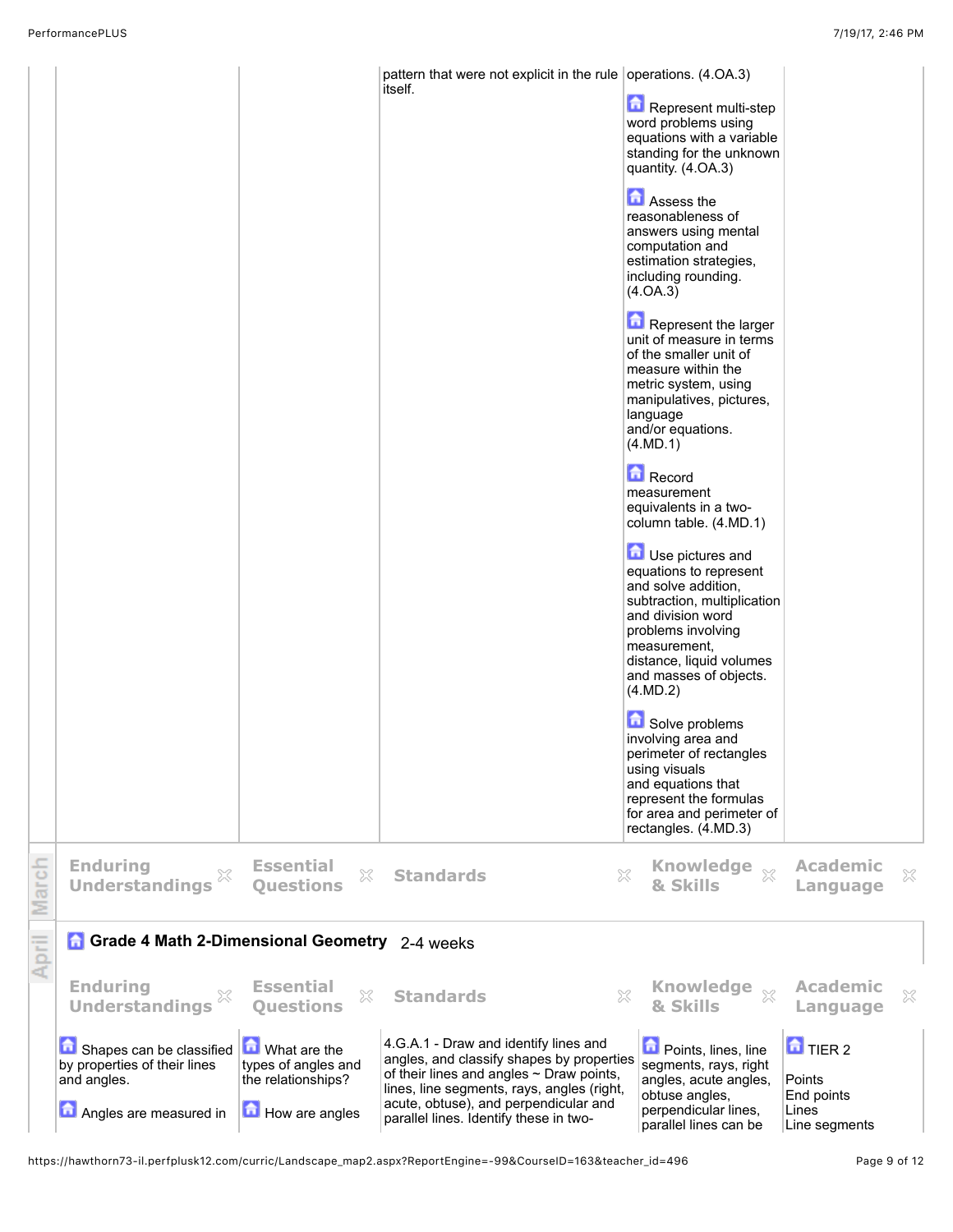| Enduring Understandings | Essential Questions | Standards | Knowledge & Skills | Academic Language |
|---|---|---|---|---|
| | | pattern that were not explicit in the rule itself. | operations. (4.OA.3)<br><br>Represent multi-step word problems using equations with a variable standing for the unknown quantity. (4.OA.3)<br><br>Assess the reasonableness of answers using mental computation and estimation strategies, including rounding. (4.OA.3)<br><br>Represent the larger unit of measure in terms of the smaller unit of measure within the metric system, using manipulatives, pictures, language and/or equations. (4.MD.1)<br><br>Record measurement equivalents in a two-column table. (4.MD.1)<br><br>Use pictures and equations to represent and solve addition, subtraction, multiplication and division word problems involving measurement, distance, liquid volumes and masses of objects. (4.MD.2)<br><br>Solve problems involving area and perimeter of rectangles using visuals and equations that represent the formulas for area and perimeter of rectangles. (4.MD.3) | |

March

| Enduring Understandings | Essential Questions | Standards | Knowledge & Skills | Academic Language |
|---|---|---|---|---|

April

## Grade 4 Math 2-Dimensional Geometry 2-4 weeks

| Enduring Understandings | Essential Questions | Standards | Knowledge & Skills | Academic Language |
|---|---|---|---|---|
| Shapes can be classified by properties of their lines and angles.<br><br>Angles are measured in | What are the types of angles and the relationships?<br><br>How are angles | 4.G.A.1 - Draw and identify lines and angles, and classify shapes by properties of their lines and angles ~ Draw points, lines, line segments, rays, angles (right, acute, obtuse), and perpendicular and parallel lines. Identify these in two- | Points, lines, line segments, rays, right angles, acute angles, obtuse angles, perpendicular lines, parallel lines can be | TIER 2<br><br>Points<br>End points<br>Lines<br>Line segments |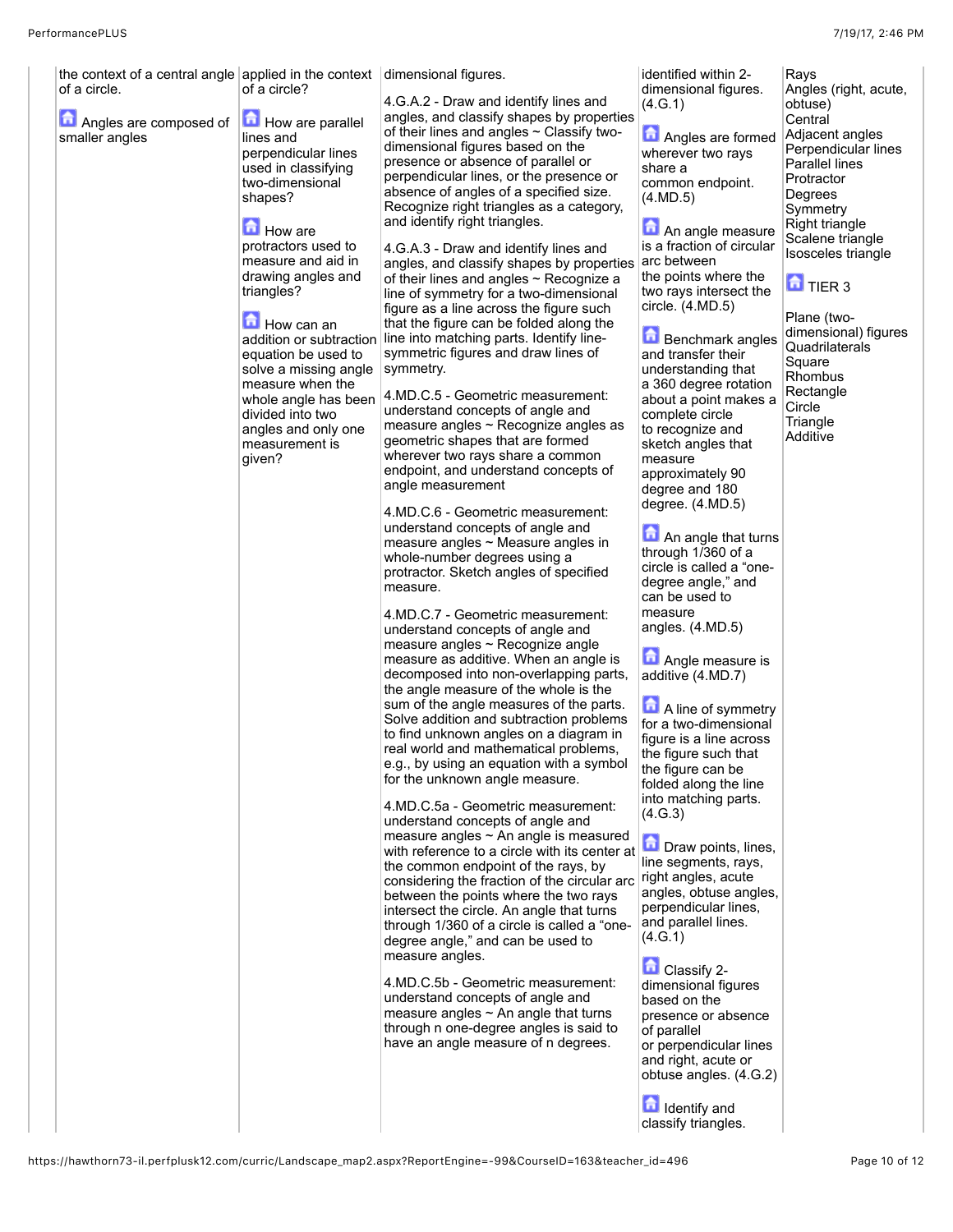| | | | | |
|---|---|---|---|---|
| the context of a central angle of a circle.<br><br>Angles are composed of smaller angles | applied in the context of a circle?<br><br>How are parallel lines and perpendicular lines used in classifying two-dimensional shapes?<br><br>How are protractors used to measure and aid in drawing angles and triangles?<br><br>How can an addition or subtraction equation be used to solve a missing angle measure when the whole angle has been divided into two angles and only one measurement is given? | dimensional figures.<br><br>4.G.A.2 - Draw and identify lines and angles, and classify shapes by properties of their lines and angles ~ Classify two-dimensional figures based on the presence or absence of parallel or perpendicular lines, or the presence or absence of angles of a specified size. Recognize right triangles as a category, and identify right triangles.<br><br>4.G.A.3 - Draw and identify lines and angles, and classify shapes by properties of their lines and angles ~ Recognize a line of symmetry for a two-dimensional figure as a line across the figure such that the figure can be folded along the line into matching parts. Identify line-symmetric figures and draw lines of symmetry.<br><br>4.MD.C.5 - Geometric measurement: understand concepts of angle and measure angles ~ Recognize angles as geometric shapes that are formed wherever two rays share a common endpoint, and understand concepts of angle measurement<br><br>4.MD.C.6 - Geometric measurement: understand concepts of angle and measure angles ~ Measure angles in whole-number degrees using a protractor. Sketch angles of specified measure.<br><br>4.MD.C.7 - Geometric measurement: understand concepts of angle and measure angles ~ Recognize angle measure as additive. When an angle is decomposed into non-overlapping parts, the angle measure of the whole is the sum of the angle measures of the parts. Solve addition and subtraction problems to find unknown angles on a diagram in real world and mathematical problems, e.g., by using an equation with a symbol for the unknown angle measure.<br><br>4.MD.C.5a - Geometric measurement: understand concepts of angle and measure angles ~ An angle is measured with reference to a circle with its center at the common endpoint of the rays, by considering the fraction of the circular arc between the points where the two rays intersect the circle. An angle that turns through 1/360 of a circle is called a "one-degree angle," and can be used to measure angles.<br><br>4.MD.C.5b - Geometric measurement: understand concepts of angle and measure angles ~ An angle that turns through n one-degree angles is said to have an angle measure of n degrees. | identified within 2-dimensional figures. (4.G.1)<br><br>Angles are formed wherever two rays share a common endpoint. (4.MD.5)<br><br>An angle measure is a fraction of circular arc between the points where the two rays intersect the circle. (4.MD.5)<br><br>Benchmark angles and transfer their understanding that a 360 degree rotation about a point makes a complete circle to recognize and sketch angles that measure approximately 90 degree and 180 degree. (4.MD.5)<br><br>An angle that turns through 1/360 of a circle is called a "one-degree angle," and can be used to measure angles. (4.MD.5)<br><br>Angle measure is additive (4.MD.7)<br><br>A line of symmetry for a two-dimensional figure is a line across the figure such that the figure can be folded along the line into matching parts. (4.G.3)<br><br>Draw points, lines, line segments, rays, right angles, acute angles, obtuse angles, perpendicular lines, and parallel lines. (4.G.1)<br><br>Classify 2-dimensional figures based on the presence or absence of parallel or perpendicular lines and right, acute or obtuse angles. (4.G.2)<br><br>Identify and classify triangles. | Rays<br>Angles (right, acute, obtuse)<br>Central<br>Adjacent angles<br>Perpendicular lines<br>Parallel lines<br>Protractor<br>Degrees<br>Symmetry<br>Right triangle<br>Scalene triangle<br>Isosceles triangle<br><br>TIER 3<br><br>Plane (two-dimensional) figures<br>Quadrilaterals<br>Square<br>Rhombus<br>Rectangle<br>Circle<br>Triangle<br>Additive |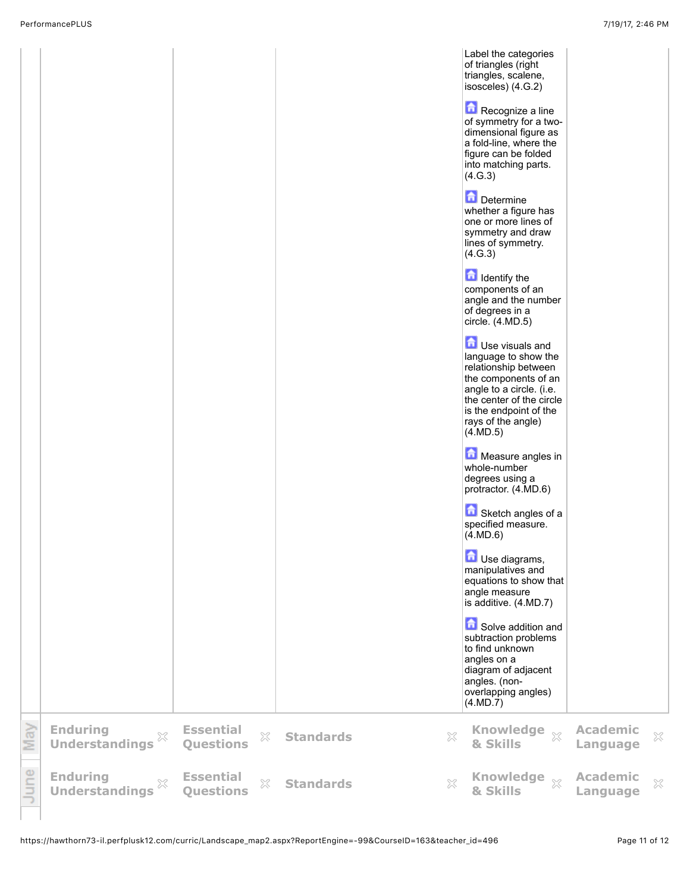| | Enduring Understandings | Essential Questions | Standards | Knowledge & Skills | Academic Language |
|---|---|---|---|---|---|
| | | | | Label the categories of triangles (right triangles, scalene, isosceles) (4.G.2)<br><br>Recognize a line of symmetry for a two-dimensional figure as a fold-line, where the figure can be folded into matching parts. (4.G.3)<br><br>Determine whether a figure has one or more lines of symmetry and draw lines of symmetry. (4.G.3)<br><br>Identify the components of an angle and the number of degrees in a circle. (4.MD.5)<br><br>Use visuals and language to show the relationship between the components of an angle to a circle. (i.e. the center of the circle is the endpoint of the rays of the angle) (4.MD.5)<br><br>Measure angles in whole-number degrees using a protractor. (4.MD.6)<br><br>Sketch angles of a specified measure. (4.MD.6)<br><br>Use diagrams, manipulatives and equations to show that angle measure is additive. (4.MD.7)<br><br>Solve addition and subtraction problems to find unknown angles on a diagram of adjacent angles. (non-overlapping angles) (4.MD.7) | |
| May | Enduring Understandings | Essential Questions | Standards | Knowledge & Skills | Academic Language |
| June | Enduring Understandings | Essential Questions | Standards | Knowledge & Skills | Academic Language |